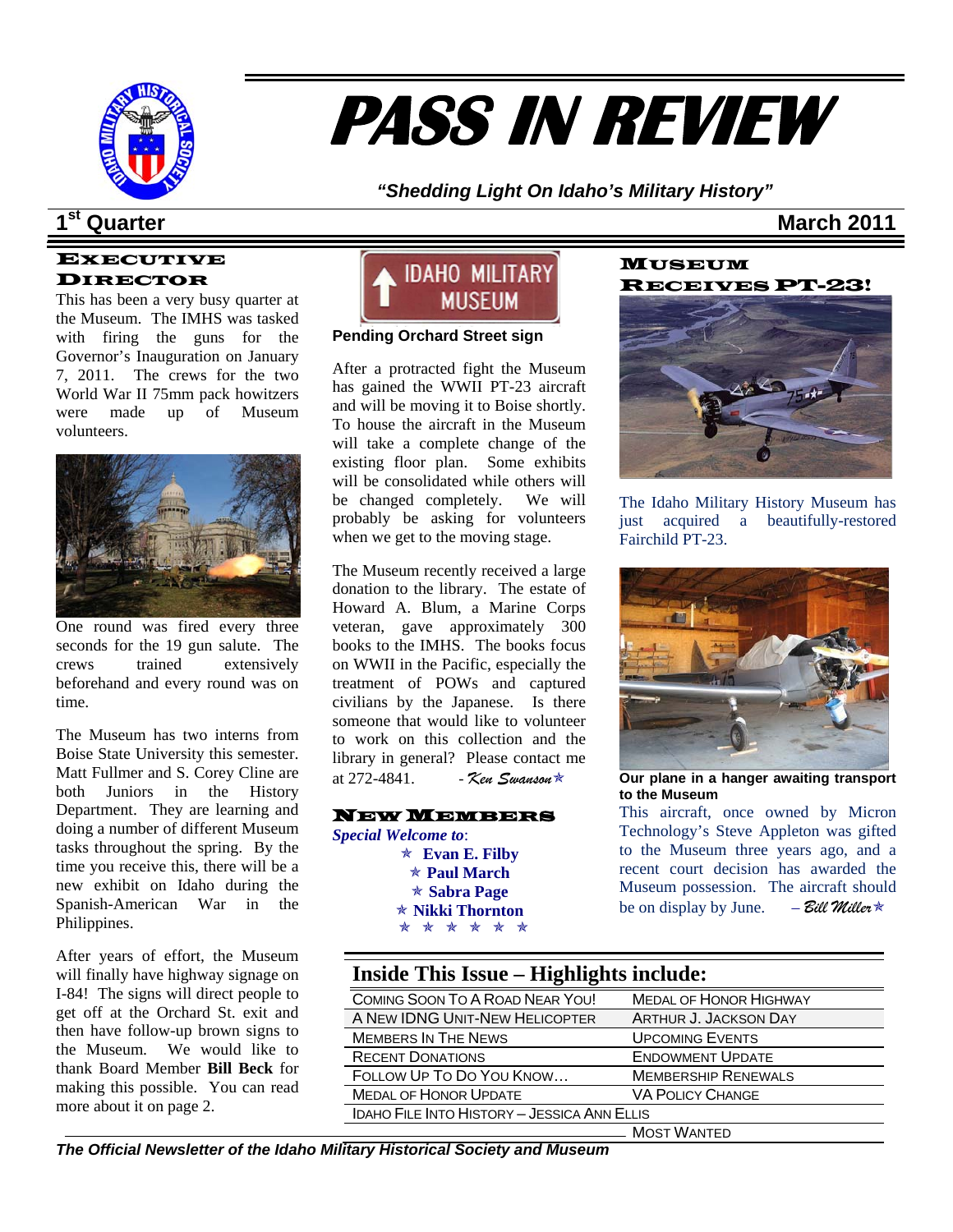# PASS IN REVIEW

*"Shedding Light On Idaho's Military History"*

**1st Quarter** **March 2011**

## Executive Director

This has been a very busy quarter at the Museum. The IMHS was tasked with firing the guns for the Governor's Inauguration on January 7, 2011. The crews for the two World War II 75mm pack howitzers were made up of Museum volunteers.

One round was fired every three seconds for the 19 gun salute. The crews trained extensively beforehand and every round was on time.

The Museum has two interns from Boise State University this semester. Matt Fullmer and S. Corey Cline are both Juniors in the History Department. They are learning and doing a number of different Museum tasks throughout the spring. By the time you receive this, there will be a new exhibit on Idaho during the Spanish-American War in the Philippines.

After years of effort, the Museum will finally have highway signage on I-84! The signs will direct people to get off at the Orchard St. exit and then have follow-up brown signs to the Museum. We would like to thank Board Member **Bill Beck** for making this possible. You can read more about it on page 2.

IDAHO MILITARY MUSEUM

**Pending Orchard Street sign**

After a protracted fight the Museum has gained the WWII PT-23 aircraft and will be moving it to Boise shortly. To house the aircraft in the Museum will take a complete change of the existing floor plan. Some exhibits will be consolidated while others will be changed completely. We will probably be asking for volunteers when we get to the moving stage.

The Museum recently received a large donation to the library. The estate of Howard A. Blum, a Marine Corps veteran, gave approximately 300 books to the IMHS. The books focus on WWII in the Pacific, especially the treatment of POWs and captured civilians by the Japanese. Is there someone that would like to volunteer to work on this collection and the library in general? Please contact me at 272-4841. *- Ken Swanson* ✯

## New Members

*Special Welcome to*:

✯ **Evan E. Filby**
✯ **Paul March**
✯ **Sabra Page**
✯ **Nikki Thornton**

✯ ✯ ✯ ✯ ✯ ✯

## Museum Receives PT-23!

The Idaho Military History Museum has just acquired a beautifully-restored Fairchild PT-23.

**Our plane in a hanger awaiting transport to the Museum**

This aircraft, once owned by Micron Technology's Steve Appleton was gifted to the Museum three years ago, and a recent court decision has awarded the Museum possession. The aircraft should be on display by June. *– Bill Miller* ✯

## Inside This Issue – Highlights include:

| | |
|---|---|
| Coming Soon To A Road Near You! | Medal of Honor Highway |
| A New IDNG Unit-New Helicopter | Arthur J. Jackson Day |
| Members In The News | Upcoming Events |
| Recent Donations | Endowment Update |
| Follow Up To Do You Know… | Membership Renewals |
| Medal of Honor Update | VA Policy Change |
| Idaho File Into History – Jessica Ann Ellis | |
| | Most Wanted |

*The Official Newsletter of the Idaho Military Historical Society and Museum*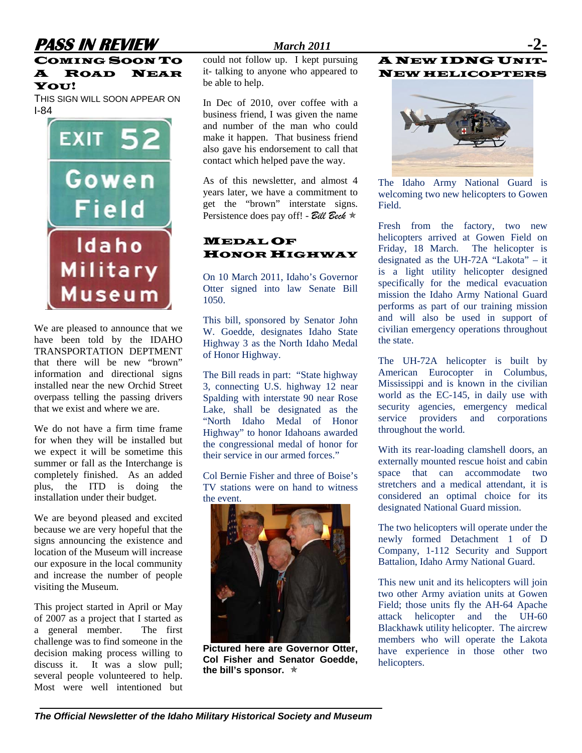## Coming Soon To A Road Near You!

THIS SIGN WILL SOON APPEAR ON I-84

EXIT 52
Gowen Field
Idaho Military Museum

We are pleased to announce that we have been told by the IDAHO TRANSPORTATION DEPTMENT that there will be new "brown" information and directional signs installed near the new Orchid Street overpass telling the passing drivers that we exist and where we are.

We do not have a firm time frame for when they will be installed but we expect it will be sometime this summer or fall as the Interchange is completely finished. As an added plus, the ITD is doing the installation under their budget.

We are beyond pleased and excited because we are very hopeful that the signs announcing the existence and location of the Museum will increase our exposure in the local community and increase the number of people visiting the Museum.

This project started in April or May of 2007 as a project that I started as a general member. The first challenge was to find someone in the decision making process willing to discuss it. It was a slow pull; several people volunteered to help. Most were well intentioned but could not follow up. I kept pursuing it- talking to anyone who appeared to be able to help.

In Dec of 2010, over coffee with a business friend, I was given the name and number of the man who could make it happen. That business friend also gave his endorsement to call that contact which helped pave the way.

As of this newsletter, and almost 4 years later, we have a commitment to get the "brown" interstate signs. Persistence does pay off! - *Bill Beck* ✯

## Medal Of Honor Highway

On 10 March 2011, Idaho's Governor Otter signed into law Senate Bill 1050.

This bill, sponsored by Senator John W. Goedde, designates Idaho State Highway 3 as the North Idaho Medal of Honor Highway.

The Bill reads in part: "State highway 3, connecting U.S. highway 12 near Spalding with interstate 90 near Rose Lake, shall be designated as the "North Idaho Medal of Honor Highway" to honor Idahoans awarded the congressional medal of honor for their service in our armed forces."

Col Bernie Fisher and three of Boise's TV stations were on hand to witness the event.

**Pictured here are Governor Otter, Col Fisher and Senator Goedde, the bill's sponsor.** ✯

## A New IDNG Unit- New Helicopters

The Idaho Army National Guard is welcoming two new helicopters to Gowen Field.

Fresh from the factory, two new helicopters arrived at Gowen Field on Friday, 18 March. The helicopter is designated as the UH-72A "Lakota" – it is a light utility helicopter designed specifically for the medical evacuation mission the Idaho Army National Guard performs as part of our training mission and will also be used in support of civilian emergency operations throughout the state.

The UH-72A helicopter is built by American Eurocopter in Columbus, Mississippi and is known in the civilian world as the EC-145, in daily use with security agencies, emergency medical service providers and corporations throughout the world.

With its rear-loading clamshell doors, an externally mounted rescue hoist and cabin space that can accommodate two stretchers and a medical attendant, it is considered an optimal choice for its designated National Guard mission.

The two helicopters will operate under the newly formed Detachment 1 of D Company, 1-112 Security and Support Battalion, Idaho Army National Guard.

This new unit and its helicopters will join two other Army aviation units at Gowen Field; those units fly the AH-64 Apache attack helicopter and the UH-60 Blackhawk utility helicopter. The aircrew members who will operate the Lakota have experience in those other two helicopters.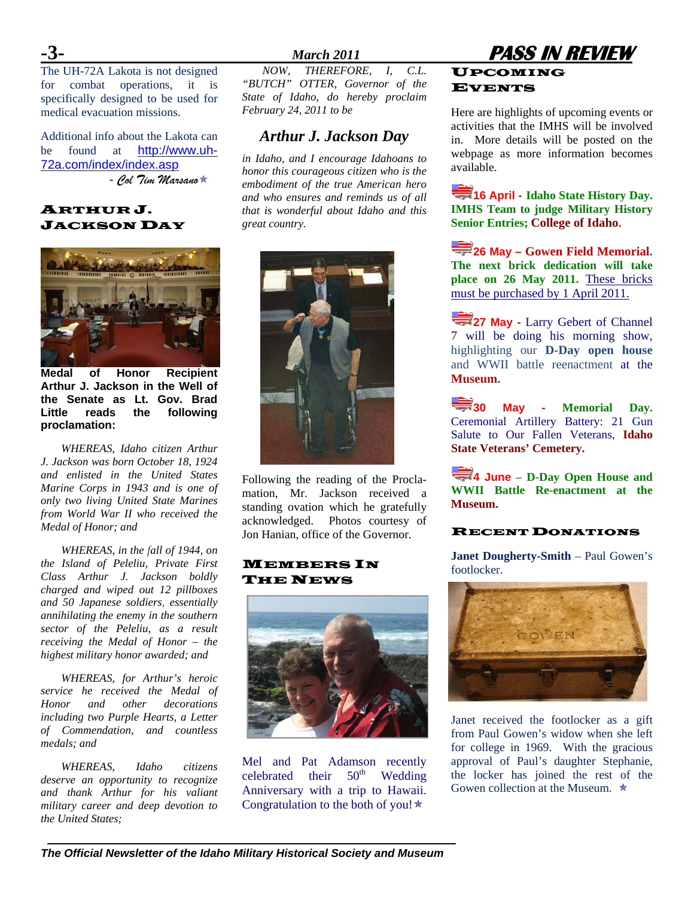The UH-72A Lakota is not designed for combat operations, it is specifically designed to be used for medical evacuation missions.

Additional info about the Lakota can be found at http://www.uh-72a.com/index/index.asp

*- Col Tim Marsano* ✯

## Arthur J. Jackson Day

**Medal of Honor Recipient Arthur J. Jackson in the Well of the Senate as Lt. Gov. Brad Little reads the following proclamation:**

*WHEREAS, Idaho citizen Arthur J. Jackson was born October 18, 1924 and enlisted in the United States Marine Corps in 1943 and is one of only two living United State Marines from World War II who received the Medal of Honor; and*

*WHEREAS, in the fall of 1944, on the Island of Peleliu, Private First Class Arthur J. Jackson boldly charged and wiped out 12 pillboxes and 50 Japanese soldiers, essentially annihilating the enemy in the southern sector of the Peleliu, as a result receiving the Medal of Honor – the highest military honor awarded; and*

*WHEREAS, for Arthur's heroic service he received the Medal of Honor and other decorations including two Purple Hearts, a Letter of Commendation, and countless medals; and*

*WHEREAS, Idaho citizens deserve an opportunity to recognize and thank Arthur for his valiant military career and deep devotion to the United States;*

*NOW, THEREFORE, I, C.L. "BUTCH" OTTER, Governor of the State of Idaho, do hereby proclaim February 24, 2011 to be*

### *Arthur J. Jackson Day*

*in Idaho, and I encourage Idahoans to honor this courageous citizen who is the embodiment of the true American hero and who ensures and reminds us of all that is wonderful about Idaho and this great country.*

Following the reading of the Proclamation, Mr. Jackson received a standing ovation which he gratefully acknowledged. Photos courtesy of Jon Hanian, office of the Governor.

## Members In The News

Mel and Pat Adamson recently celebrated their 50th Wedding Anniversary with a trip to Hawaii. Congratulation to the both of you! ✯

## Upcoming Events

Here are highlights of upcoming events or activities that the IMHS will be involved in. More details will be posted on the webpage as more information becomes available.

**16 April - Idaho State History Day. IMHS Team to judge Military History Senior Entries; College of Idaho.**

**26 May – Gowen Field Memorial. The next brick dedication will take place on 26 May 2011.** These bricks must be purchased by 1 April 2011.

**27 May -** Larry Gebert of Channel 7 will be doing his morning show, highlighting our **D-Day open house** and WWII battle reenactment at the **Museum.**

**30 May - Memorial Day.** Ceremonial Artillery Battery: 21 Gun Salute to Our Fallen Veterans, **Idaho State Veterans' Cemetery.**

**4 June – D-Day Open House and WWII Battle Re-enactment at the Museum.**

## Recent Donations

**Janet Dougherty-Smith** – Paul Gowen's footlocker.

Janet received the footlocker as a gift from Paul Gowen's widow when she left for college in 1969. With the gracious approval of Paul's daughter Stephanie, the locker has joined the rest of the Gowen collection at the Museum. ✯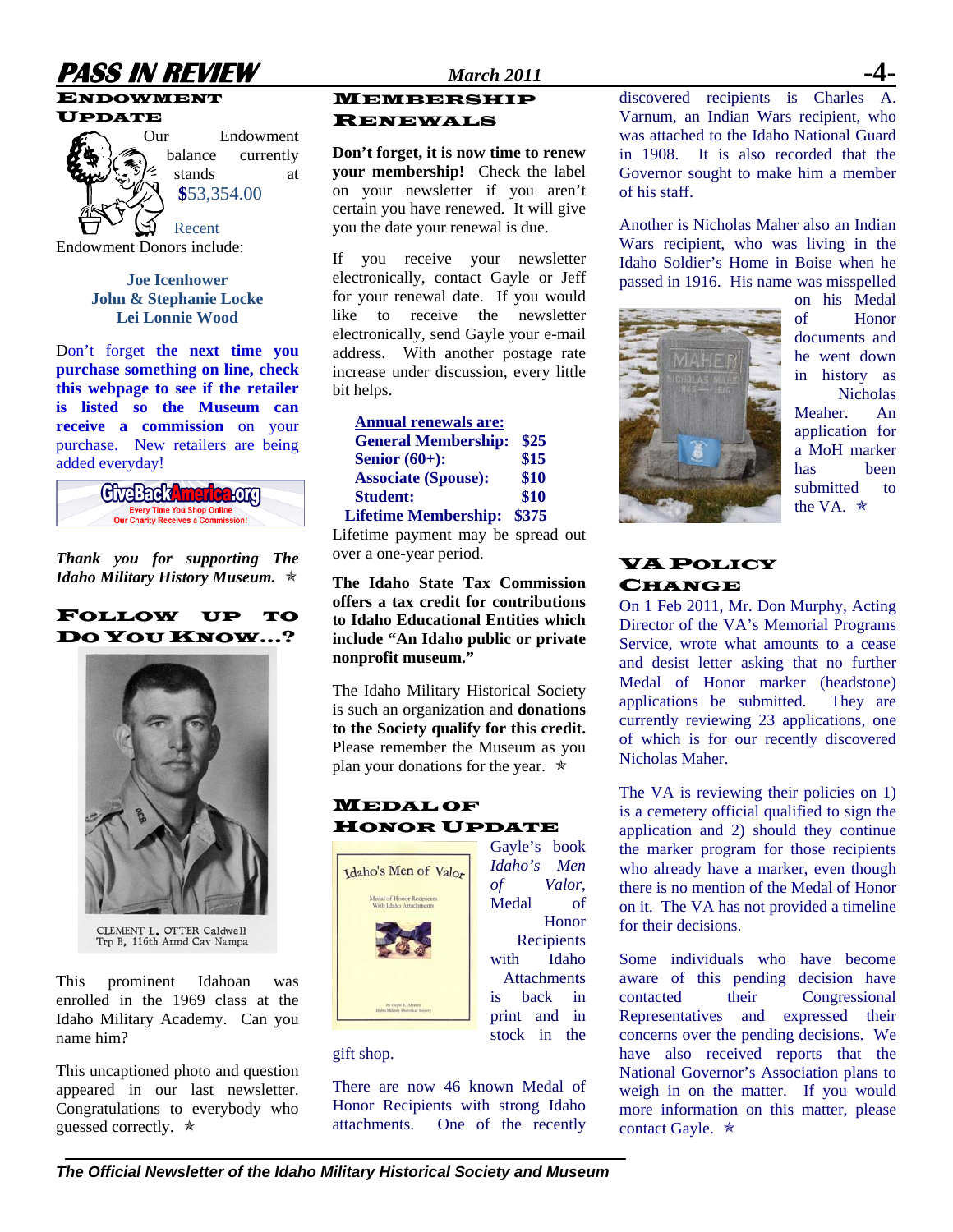## Endowment Update

Our Endowment balance currently stands at $53,354.00

Recent Endowment Donors include:

**Joe Icenhower**
**John & Stephanie Locke**
**Lei Lonnie Wood**

Don't forget **the next time you purchase something on line, check this webpage to see if the retailer is listed so the Museum can receive a commission** on your purchase. New retailers are being added everyday!

GiveBackAmerica.org
Every Time You Shop Online
Our Charity Receives a Commission!

***Thank you for supporting The Idaho Military History Museum.*** ✯

## Follow up to Do You Know…?

CLEMENT L. OTTER Caldwell
Trp B, 116th Armd Cav Nampa

This prominent Idahoan was enrolled in the 1969 class at the Idaho Military Academy. Can you name him?

This uncaptioned photo and question appeared in our last newsletter. Congratulations to everybody who guessed correctly. ✯

## Membership Renewals

**Don't forget, it is now time to renew your membership!** Check the label on your newsletter if you aren't certain you have renewed. It will give you the date your renewal is due.

If you receive your newsletter electronically, contact Gayle or Jeff for your renewal date. If you would like to receive the newsletter electronically, send Gayle your e-mail address. With another postage rate increase under discussion, every little bit helps.

**Annual renewals are:**

| | |
|---|---|
| **General Membership:** | **$25** |
| **Senior (60+):** | **$15** |
| **Associate (Spouse):** | **$10** |
| **Student:** | **$10** |
| **Lifetime Membership:** | **$375** |

Lifetime payment may be spread out over a one-year period.

**The Idaho State Tax Commission offers a tax credit for contributions to Idaho Educational Entities which include "An Idaho public or private nonprofit museum."**

The Idaho Military Historical Society is such an organization and **donations to the Society qualify for this credit.** Please remember the Museum as you plan your donations for the year. ✯

## Medal of Honor Update

Gayle's book *Idaho's Men of Valor*, Medal of Honor Recipients with Idaho Attachments is back in print and in stock in the gift shop.

There are now 46 known Medal of Honor Recipients with strong Idaho attachments. One of the recently discovered recipients is Charles A. Varnum, an Indian Wars recipient, who was attached to the Idaho National Guard in 1908. It is also recorded that the Governor sought to make him a member of his staff.

Another is Nicholas Maher also an Indian Wars recipient, who was living in the Idaho Soldier's Home in Boise when he passed in 1916. His name was misspelled on his Medal of Honor documents and he went down in history as Nicholas Meaher. An application for a MoH marker has been submitted to the VA. ✯

## VA Policy Change

On 1 Feb 2011, Mr. Don Murphy, Acting Director of the VA's Memorial Programs Service, wrote what amounts to a cease and desist letter asking that no further Medal of Honor marker (headstone) applications be submitted. They are currently reviewing 23 applications, one of which is for our recently discovered Nicholas Maher.

The VA is reviewing their policies on 1) is a cemetery official qualified to sign the application and 2) should they continue the marker program for those recipients who already have a marker, even though there is no mention of the Medal of Honor on it. The VA has not provided a timeline for their decisions.

Some individuals who have become aware of this pending decision have contacted their Congressional Representatives and expressed their concerns over the pending decisions. We have also received reports that the National Governor's Association plans to weigh in on the matter. If you would more information on this matter, please contact Gayle. ✯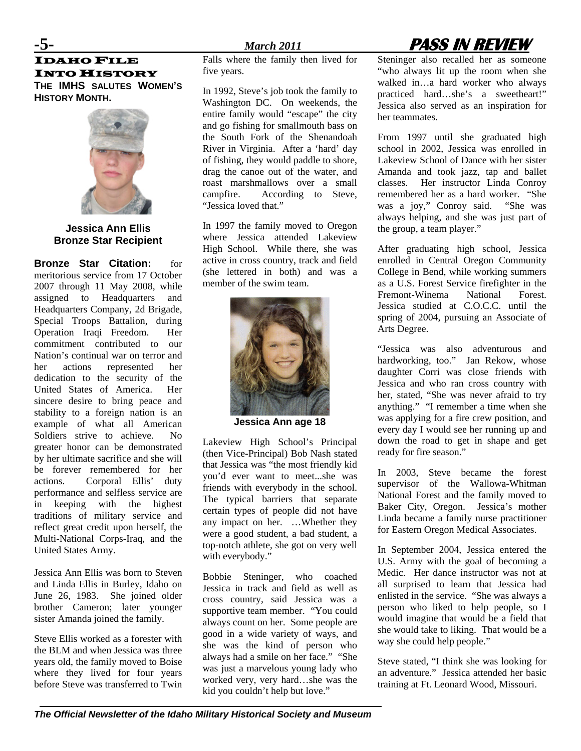# IDAHO FILE INTO HISTORY

**THE IMHS SALUTES WOMEN'S HISTORY MONTH.**

**Jessica Ann Ellis**
**Bronze Star Recipient**

**Bronze Star Citation:** for meritorious service from 17 October 2007 through 11 May 2008, while assigned to Headquarters and Headquarters Company, 2d Brigade, Special Troops Battalion, during Operation Iraqi Freedom. Her commitment contributed to our Nation's continual war on terror and her actions represented her dedication to the security of the United States of America. Her sincere desire to bring peace and stability to a foreign nation is an example of what all American Soldiers strive to achieve. No greater honor can be demonstrated by her ultimate sacrifice and she will be forever remembered for her actions. Corporal Ellis' duty performance and selfless service are in keeping with the highest traditions of military service and reflect great credit upon herself, the Multi-National Corps-Iraq, and the United States Army.

Jessica Ann Ellis was born to Steven and Linda Ellis in Burley, Idaho on June 26, 1983. She joined older brother Cameron; later younger sister Amanda joined the family.

Steve Ellis worked as a forester with the BLM and when Jessica was three years old, the family moved to Boise where they lived for four years before Steve was transferred to Twin Falls where the family then lived for five years.

In 1992, Steve's job took the family to Washington DC. On weekends, the entire family would "escape" the city and go fishing for smallmouth bass on the South Fork of the Shenandoah River in Virginia. After a 'hard' day of fishing, they would paddle to shore, drag the canoe out of the water, and roast marshmallows over a small campfire. According to Steve, "Jessica loved that."

In 1997 the family moved to Oregon where Jessica attended Lakeview High School. While there, she was active in cross country, track and field (she lettered in both) and was a member of the swim team.

**Jessica Ann age 18**

Lakeview High School's Principal (then Vice-Principal) Bob Nash stated that Jessica was "the most friendly kid you'd ever want to meet...she was friends with everybody in the school. The typical barriers that separate certain types of people did not have any impact on her. …Whether they were a good student, a bad student, a top-notch athlete, she got on very well with everybody."

Bobbie Steninger, who coached Jessica in track and field as well as cross country, said Jessica was a supportive team member. "You could always count on her. Some people are good in a wide variety of ways, and she was the kind of person who always had a smile on her face." "She was just a marvelous young lady who worked very, very hard…she was the kid you couldn't help but love."

Steninger also recalled her as someone "who always lit up the room when she walked in…a hard worker who always practiced hard…she's a sweetheart!" Jessica also served as an inspiration for her teammates.

From 1997 until she graduated high school in 2002, Jessica was enrolled in Lakeview School of Dance with her sister Amanda and took jazz, tap and ballet classes. Her instructor Linda Conroy remembered her as a hard worker. "She was a joy," Conroy said. "She was always helping, and she was just part of the group, a team player."

After graduating high school, Jessica enrolled in Central Oregon Community College in Bend, while working summers as a U.S. Forest Service firefighter in the Fremont-Winema National Forest. Jessica studied at C.O.C.C. until the spring of 2004, pursuing an Associate of Arts Degree.

"Jessica was also adventurous and hardworking, too." Jan Rekow, whose daughter Corri was close friends with Jessica and who ran cross country with her, stated, "She was never afraid to try anything." "I remember a time when she was applying for a fire crew position, and every day I would see her running up and down the road to get in shape and get ready for fire season."

In 2003, Steve became the forest supervisor of the Wallowa-Whitman National Forest and the family moved to Baker City, Oregon. Jessica's mother Linda became a family nurse practitioner for Eastern Oregon Medical Associates.

In September 2004, Jessica entered the U.S. Army with the goal of becoming a Medic. Her dance instructor was not at all surprised to learn that Jessica had enlisted in the service. "She was always a person who liked to help people, so I would imagine that would be a field that she would take to liking. That would be a way she could help people."

Steve stated, "I think she was looking for an adventure." Jessica attended her basic training at Ft. Leonard Wood, Missouri.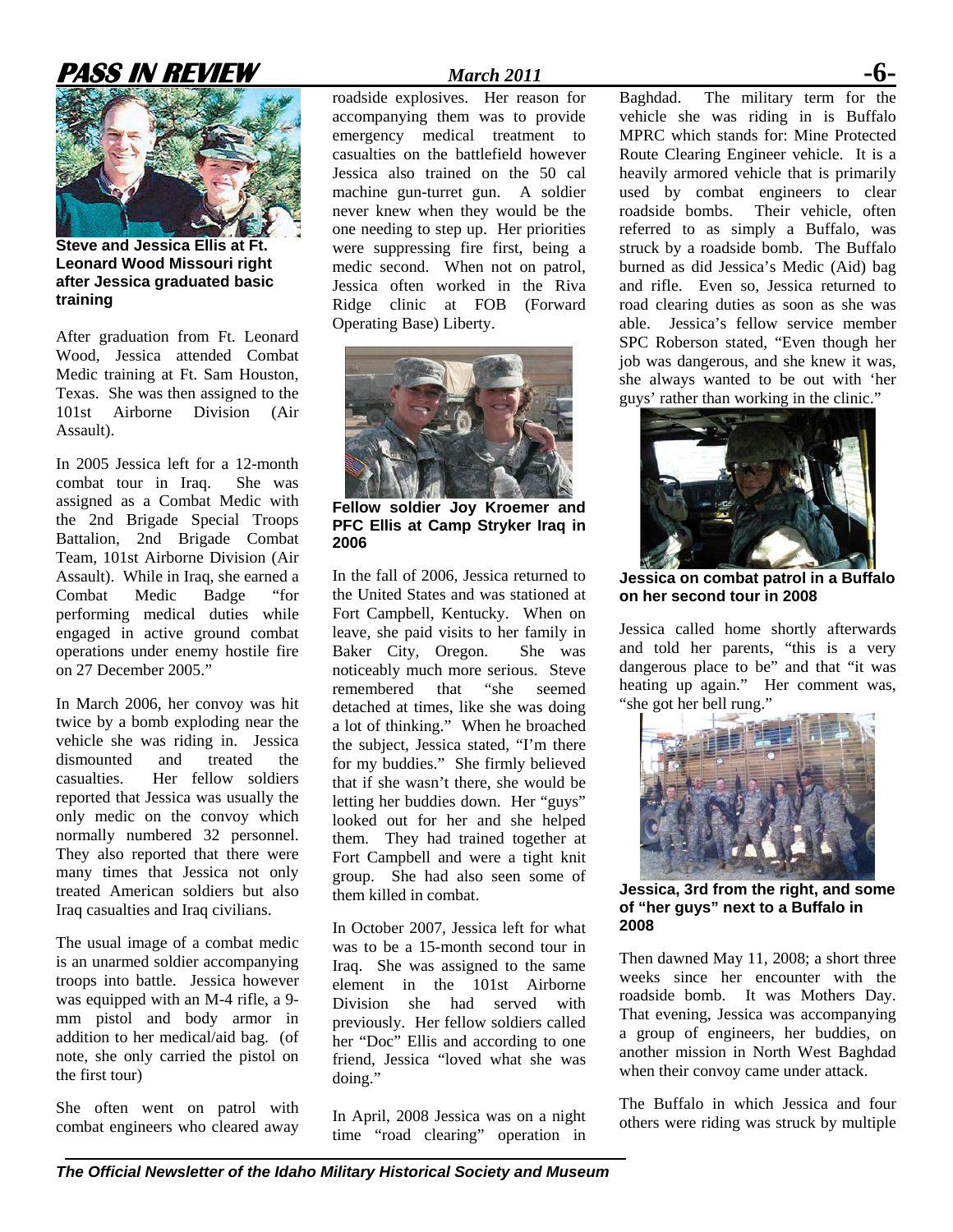Steve and Jessica Ellis at Ft. Leonard Wood Missouri right after Jessica graduated basic training

After graduation from Ft. Leonard Wood, Jessica attended Combat Medic training at Ft. Sam Houston, Texas. She was then assigned to the 101st Airborne Division (Air Assault).

In 2005 Jessica left for a 12-month combat tour in Iraq. She was assigned as a Combat Medic with the 2nd Brigade Special Troops Battalion, 2nd Brigade Combat Team, 101st Airborne Division (Air Assault). While in Iraq, she earned a Combat Medic Badge "for performing medical duties while engaged in active ground combat operations under enemy hostile fire on 27 December 2005."

In March 2006, her convoy was hit twice by a bomb exploding near the vehicle she was riding in. Jessica dismounted and treated the casualties. Her fellow soldiers reported that Jessica was usually the only medic on the convoy which normally numbered 32 personnel. They also reported that there were many times that Jessica not only treated American soldiers but also Iraq casualties and Iraq civilians.

The usual image of a combat medic is an unarmed soldier accompanying troops into battle. Jessica however was equipped with an M-4 rifle, a 9-mm pistol and body armor in addition to her medical/aid bag. (of note, she only carried the pistol on the first tour)

She often went on patrol with combat engineers who cleared away roadside explosives. Her reason for accompanying them was to provide emergency medical treatment to casualties on the battlefield however Jessica also trained on the 50 cal machine gun-turret gun. A soldier never knew when they would be the one needing to step up. Her priorities were suppressing fire first, being a medic second. When not on patrol, Jessica often worked in the Riva Ridge clinic at FOB (Forward Operating Base) Liberty.

Fellow soldier Joy Kroemer and PFC Ellis at Camp Stryker Iraq in 2006

In the fall of 2006, Jessica returned to the United States and was stationed at Fort Campbell, Kentucky. When on leave, she paid visits to her family in Baker City, Oregon. She was noticeably much more serious. Steve remembered that "she seemed detached at times, like she was doing a lot of thinking." When he broached the subject, Jessica stated, "I'm there for my buddies." She firmly believed that if she wasn't there, she would be letting her buddies down. Her "guys" looked out for her and she helped them. They had trained together at Fort Campbell and were a tight knit group. She had also seen some of them killed in combat.

In October 2007, Jessica left for what was to be a 15-month second tour in Iraq. She was assigned to the same element in the 101st Airborne Division she had served with previously. Her fellow soldiers called her "Doc" Ellis and according to one friend, Jessica "loved what she was doing."

In April, 2008 Jessica was on a night time "road clearing" operation in Baghdad. The military term for the vehicle she was riding in is Buffalo MPRC which stands for: Mine Protected Route Clearing Engineer vehicle. It is a heavily armored vehicle that is primarily used by combat engineers to clear roadside bombs. Their vehicle, often referred to as simply a Buffalo, was struck by a roadside bomb. The Buffalo burned as did Jessica's Medic (Aid) bag and rifle. Even so, Jessica returned to road clearing duties as soon as she was able. Jessica's fellow service member SPC Roberson stated, "Even though her job was dangerous, and she knew it was, she always wanted to be out with 'her guys' rather than working in the clinic."

Jessica on combat patrol in a Buffalo on her second tour in 2008

Jessica called home shortly afterwards and told her parents, "this is a very dangerous place to be" and that "it was heating up again." Her comment was, "she got her bell rung."

Jessica, 3rd from the right, and some of "her guys" next to a Buffalo in 2008

Then dawned May 11, 2008; a short three weeks since her encounter with the roadside bomb. It was Mothers Day. That evening, Jessica was accompanying a group of engineers, her buddies, on another mission in North West Baghdad when their convoy came under attack.

The Buffalo in which Jessica and four others were riding was struck by multiple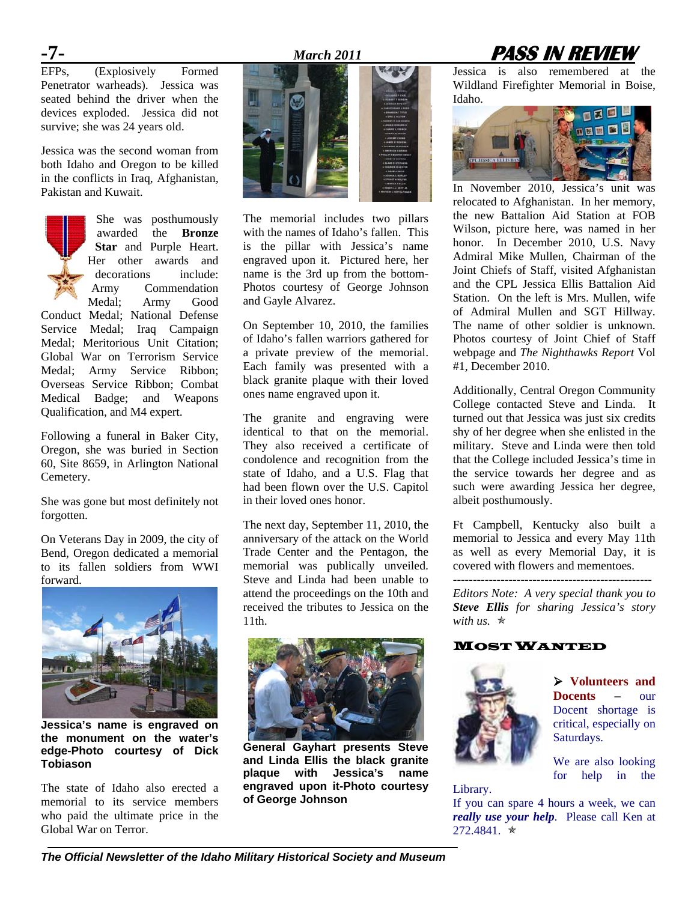EFPs, (Explosively Formed Penetrator warheads). Jessica was seated behind the driver when the devices exploded. Jessica did not survive; she was 24 years old.

Jessica was the second woman from both Idaho and Oregon to be killed in the conflicts in Iraq, Afghanistan, Pakistan and Kuwait.

She was posthumously awarded the **Bronze Star** and Purple Heart. Her other awards and decorations include: Army Commendation Medal; Army Good Conduct Medal; National Defense Service Medal; Iraq Campaign Medal; Meritorious Unit Citation; Global War on Terrorism Service Medal; Army Service Ribbon; Overseas Service Ribbon; Combat Medical Badge; and Weapons Qualification, and M4 expert.

Following a funeral in Baker City, Oregon, she was buried in Section 60, Site 8659, in Arlington National Cemetery.

She was gone but most definitely not forgotten.

On Veterans Day in 2009, the city of Bend, Oregon dedicated a memorial to its fallen soldiers from WWI forward.

**Jessica's name is engraved on the monument on the water's edge-Photo courtesy of Dick Tobiason**

The state of Idaho also erected a memorial to its service members who paid the ultimate price in the Global War on Terror.

The memorial includes two pillars with the names of Idaho's fallen. This is the pillar with Jessica's name engraved upon it. Pictured here, her name is the 3rd up from the bottom-Photos courtesy of George Johnson and Gayle Alvarez.

On September 10, 2010, the families of Idaho's fallen warriors gathered for a private preview of the memorial. Each family was presented with a black granite plaque with their loved ones name engraved upon it.

The granite and engraving were identical to that on the memorial. They also received a certificate of condolence and recognition from the state of Idaho, and a U.S. Flag that had been flown over the U.S. Capitol in their loved ones honor.

The next day, September 11, 2010, the anniversary of the attack on the World Trade Center and the Pentagon, the memorial was publically unveiled. Steve and Linda had been unable to attend the proceedings on the 10th and received the tributes to Jessica on the 11th.

**General Gayhart presents Steve and Linda Ellis the black granite plaque with Jessica's name engraved upon it-Photo courtesy of George Johnson**

Jessica is also remembered at the Wildland Firefighter Memorial in Boise, Idaho.

In November 2010, Jessica's unit was relocated to Afghanistan. In her memory, the new Battalion Aid Station at FOB Wilson, picture here, was named in her honor. In December 2010, U.S. Navy Admiral Mike Mullen, Chairman of the Joint Chiefs of Staff, visited Afghanistan and the CPL Jessica Ellis Battalion Aid Station. On the left is Mrs. Mullen, wife of Admiral Mullen and SGT Hillway. The name of other soldier is unknown. Photos courtesy of Joint Chief of Staff webpage and *The Nighthawks Report* Vol #1, December 2010.

Additionally, Central Oregon Community College contacted Steve and Linda. It turned out that Jessica was just six credits shy of her degree when she enlisted in the military. Steve and Linda were then told that the College included Jessica's time in the service towards her degree and as such were awarding Jessica her degree, albeit posthumously.

Ft Campbell, Kentucky also built a memorial to Jessica and every May 11th as well as every Memorial Day, it is covered with flowers and mementoes.

---

*Editors Note: A very special thank you to* ***Steve Ellis*** *for sharing Jessica's story with us.* ✯

## Most Wanted

- **Volunteers and Docents** – our Docent shortage is critical, especially on Saturdays.

We are also looking for help in the Library.

If you can spare 4 hours a week, we can ***really use your help***. Please call Ken at 272.4841. ✯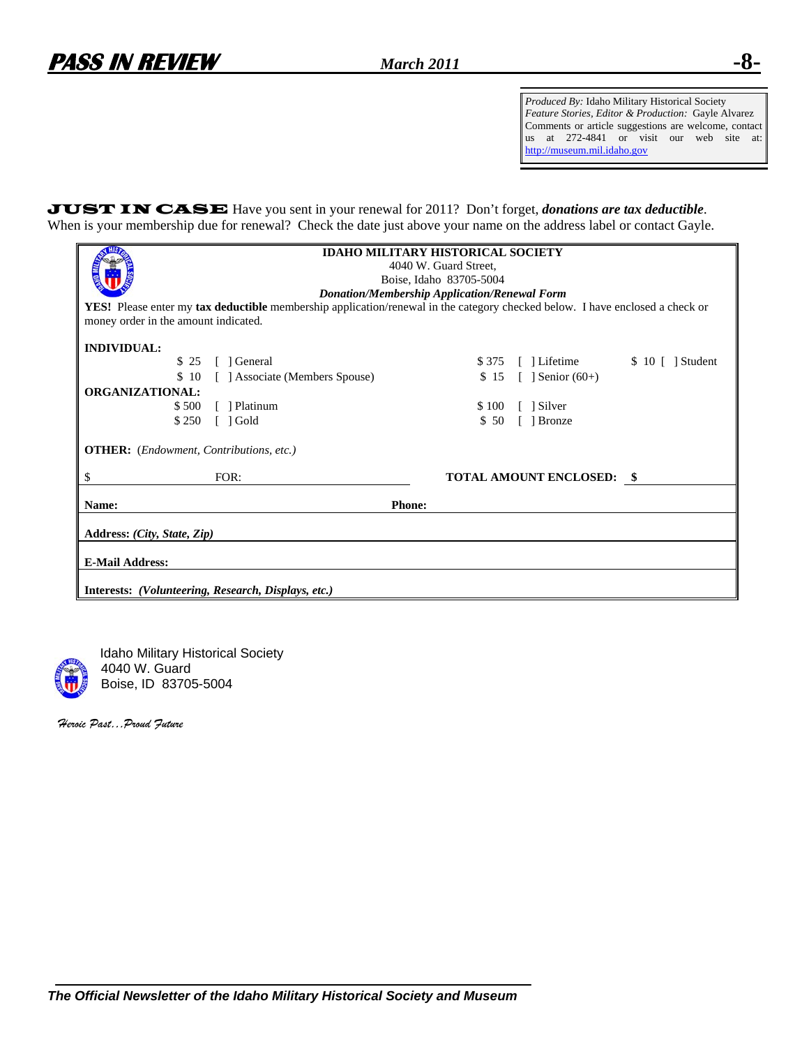*Produced By:* Idaho Military Historical Society
*Feature Stories, Editor & Production:* Gayle Alvarez
Comments or article suggestions are welcome, contact us at 272-4841 or visit our web site at: http://museum.mil.idaho.gov

**JUST IN CASE** Have you sent in your renewal for 2011? Don't forget, ***donations are tax deductible***. When is your membership due for renewal? Check the date just above your name on the address label or contact Gayle.

**IDAHO MILITARY HISTORICAL SOCIETY**
4040 W. Guard Street,
Boise, Idaho 83705-5004
***Donation/Membership Application/Renewal Form***

**YES!** Please enter my **tax deductible** membership application/renewal in the category checked below. I have enclosed a check or money order in the amount indicated.

**INDIVIDUAL:**

| | | | | | |
|---|---|---|---|---|---|
| $ 25 | [ ] General | $ 375 | [ ] Lifetime | $ 10 | [ ] Student |
| $ 10 | [ ] Associate (Members Spouse) | $ 15 | [ ] Senior (60+) | | |

**ORGANIZATIONAL:**

| | | | |
|---|---|---|---|
| $ 500 | [ ] Platinum | $ 100 | [ ] Silver |
| $ 250 | [ ] Gold | $ 50 | [ ] Bronze |

**OTHER:** (*Endowment, Contributions, etc.*)

$ FOR: **TOTAL AMOUNT ENCLOSED: $**

**Name:** **Phone:**

**Address: *(City, State, Zip)***

**E-Mail Address:**

**Interests: *(Volunteering, Research, Displays, etc.)***

Idaho Military Historical Society
4040 W. Guard
Boise, ID 83705-5004

*Heroic Past…Proud Future*

***The Official Newsletter of the Idaho Military Historical Society and Museum***